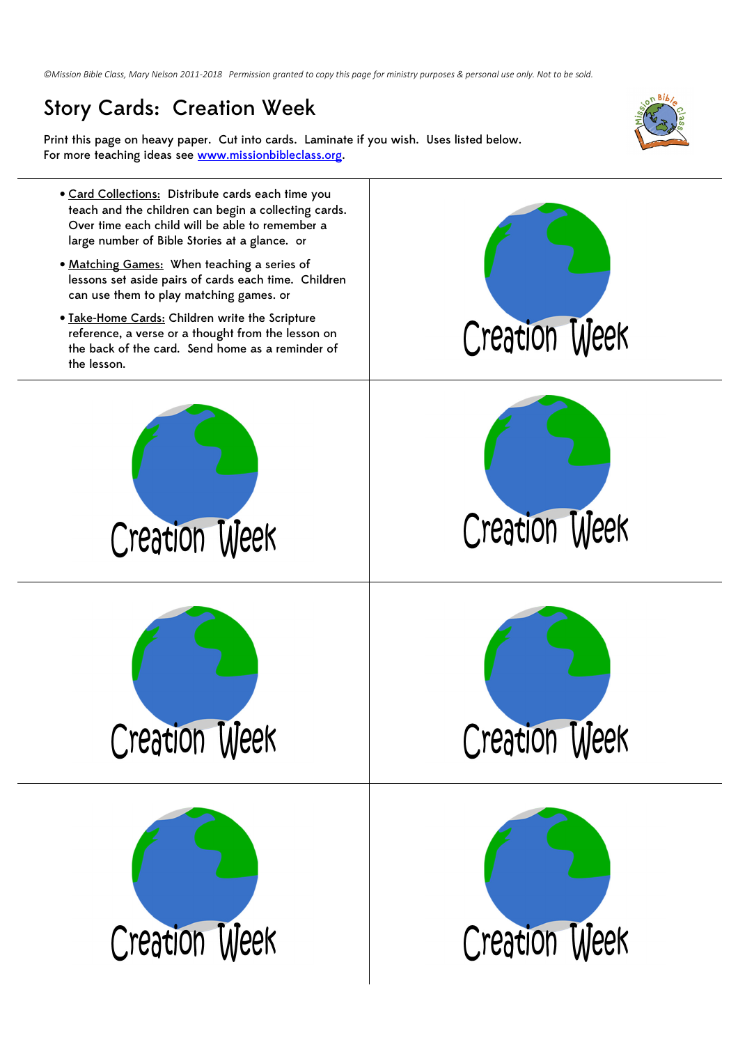©Mission Bible Class, Mary Nelson 2011-2018 Permission granted to copy this page for ministry purposes & personal use only. Not to be sold.

# Story Cards: Creation Week

Print this page on heavy paper. Cut into cards. Laminate if you wish. Uses listed below.
For more teaching ideas see [www.missionbibleclass.org](http://www.missionbibleclass.org).

- Card Collections: Distribute cards each time you teach and the children can begin a collecting cards. Over time each child will be able to remember a large number of Bible Stories at a glance. or
- Matching Games: When teaching a series of lessons set aside pairs of cards each time. Children can use them to play matching games. or
- Take-Home Cards: Children write the Scripture reference, a verse or a thought from the lesson on the back of the card. Send home as a reminder of the lesson.

Creation Week

Creation Week

Creation Week

Creation Week

Creation Week

Creation Week

Creation Week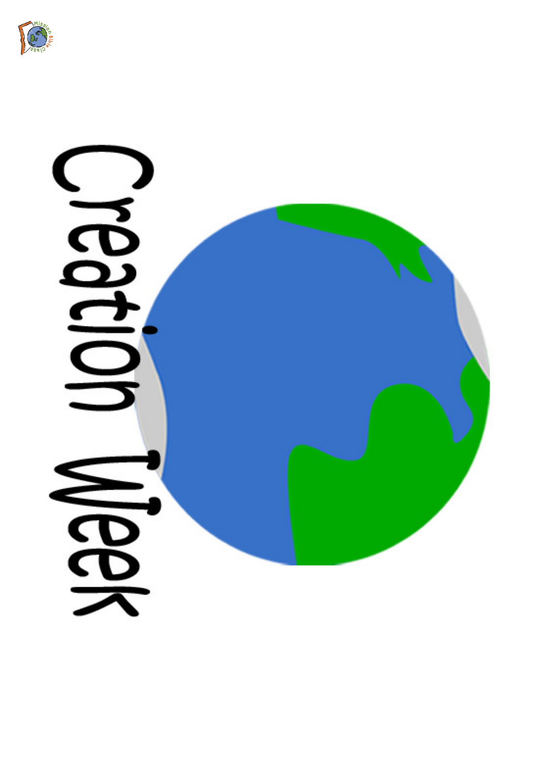# Creation Week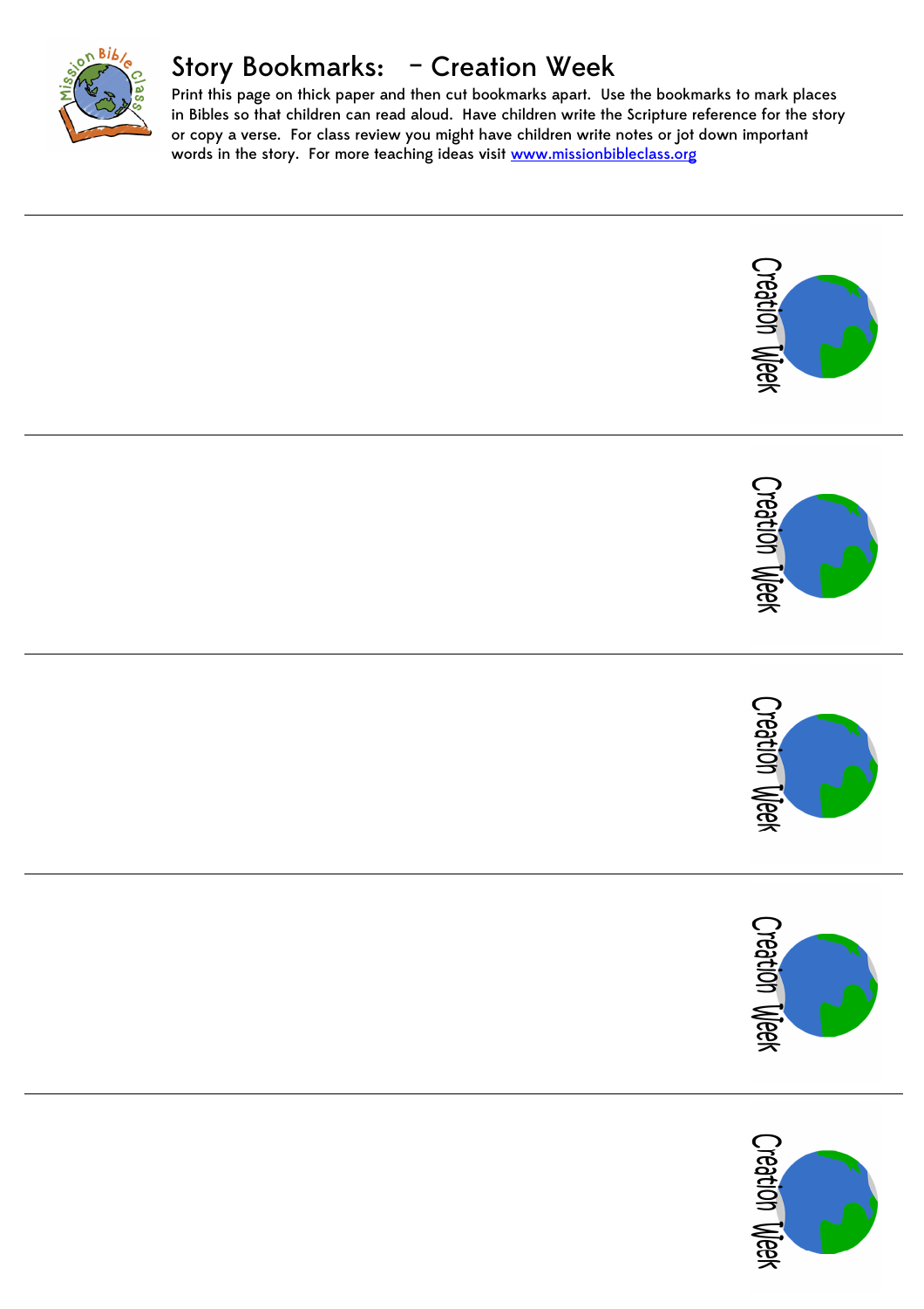# Story Bookmarks: – Creation Week

Print this page on thick paper and then cut bookmarks apart. Use the bookmarks to mark places in Bibles so that children can read aloud. Have children write the Scripture reference for the story or copy a verse. For class review you might have children write notes or jot down important words in the story. For more teaching ideas visit [www.missionbibleclass.org](http://www.missionbibleclass.org)

---

Creation Week

---

Creation Week

---

Creation Week

---

Creation Week

---

Creation Week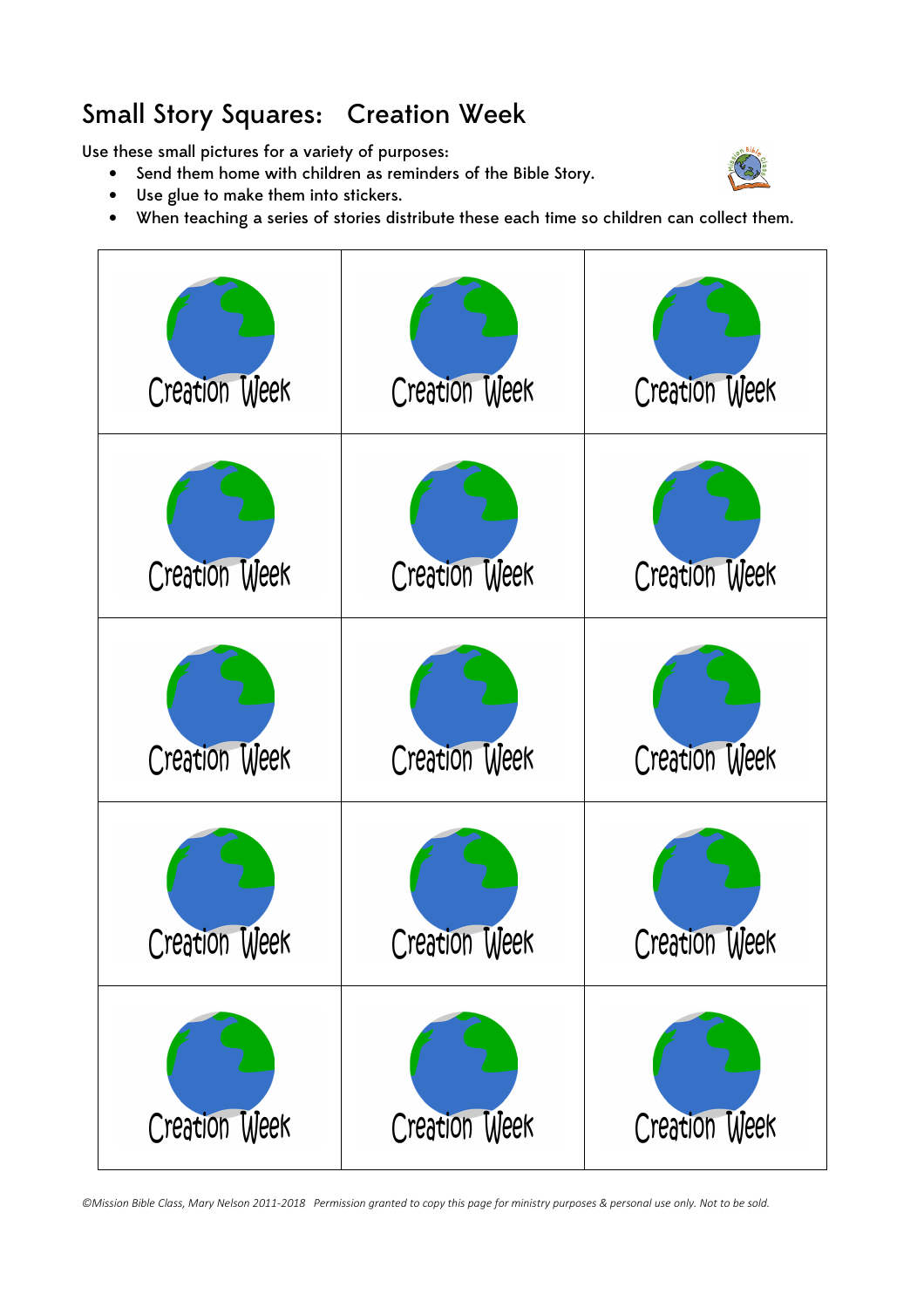## Small Story Squares: Creation Week

Use these small pictures for a variety of purposes:

- Send them home with children as reminders of the Bible Story.
- Use glue to make them into stickers.
- When teaching a series of stories distribute these each time so children can collect them.

| | | |
|---|---|---|
| Creation Week | Creation Week | Creation Week |
| Creation Week | Creation Week | Creation Week |
| Creation Week | Creation Week | Creation Week |
| Creation Week | Creation Week | Creation Week |
| Creation Week | Creation Week | Creation Week |

*©Mission Bible Class, Mary Nelson 2011-2018 Permission granted to copy this page for ministry purposes & personal use only. Not to be sold.*